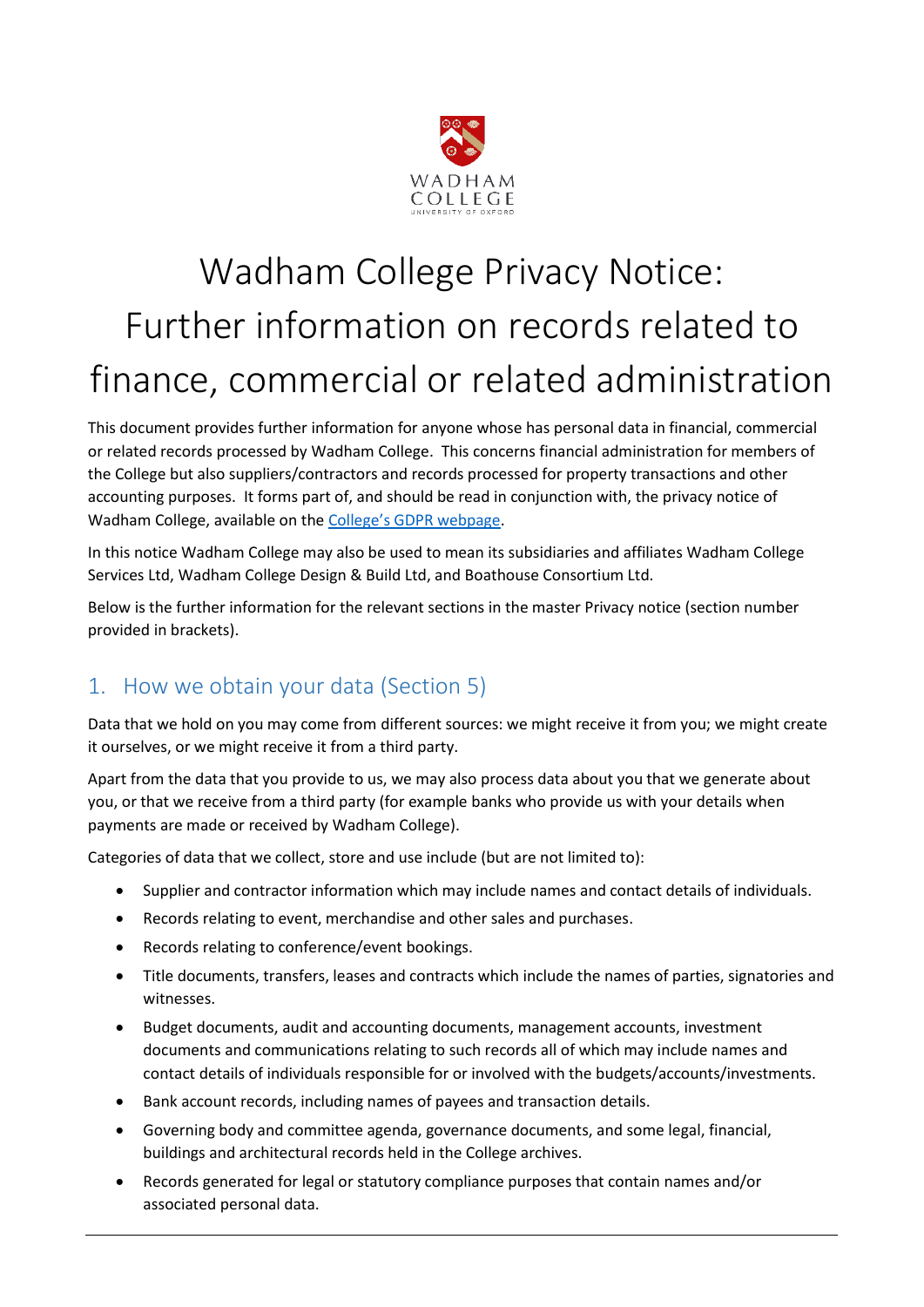# Wadham College Privacy Notice: Further information on records related to finance, commercial or related administration

This document provides further information for anyone whose has personal data in financial, commercial or related records processed by Wadham College. This concerns financial administration for members of the College but also suppliers/contractors and records processed for property transactions and other accounting purposes. It forms part of, and should be read in conjunction with, the privacy notice of Wadham College, available on the [College's GDPR webpage](College's GDPR webpage).

In this notice Wadham College may also be used to mean its subsidiaries and affiliates Wadham College Services Ltd, Wadham College Design & Build Ltd, and Boathouse Consortium Ltd.

Below is the further information for the relevant sections in the master Privacy notice (section number provided in brackets).

## 1. How we obtain your data (Section 5)

Data that we hold on you may come from different sources: we might receive it from you; we might create it ourselves, or we might receive it from a third party.

Apart from the data that you provide to us, we may also process data about you that we generate about you, or that we receive from a third party (for example banks who provide us with your details when payments are made or received by Wadham College).

Categories of data that we collect, store and use include (but are not limited to):

- Supplier and contractor information which may include names and contact details of individuals.
- Records relating to event, merchandise and other sales and purchases.
- Records relating to conference/event bookings.
- Title documents, transfers, leases and contracts which include the names of parties, signatories and witnesses.
- Budget documents, audit and accounting documents, management accounts, investment documents and communications relating to such records all of which may include names and contact details of individuals responsible for or involved with the budgets/accounts/investments.
- Bank account records, including names of payees and transaction details.
- Governing body and committee agenda, governance documents, and some legal, financial, buildings and architectural records held in the College archives.
- Records generated for legal or statutory compliance purposes that contain names and/or associated personal data.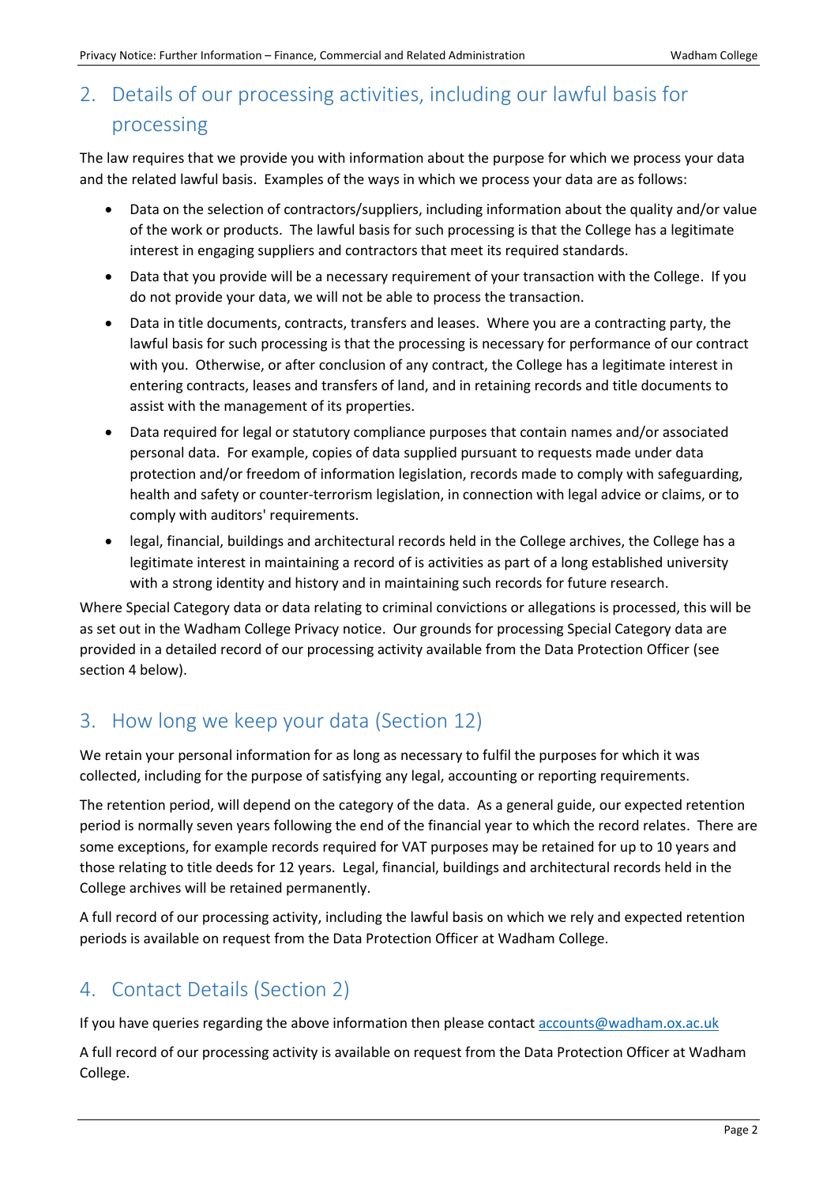## 2. Details of our processing activities, including our lawful basis for processing

The law requires that we provide you with information about the purpose for which we process your data and the related lawful basis. Examples of the ways in which we process your data are as follows:

- Data on the selection of contractors/suppliers, including information about the quality and/or value of the work or products. The lawful basis for such processing is that the College has a legitimate interest in engaging suppliers and contractors that meet its required standards.
- Data that you provide will be a necessary requirement of your transaction with the College. If you do not provide your data, we will not be able to process the transaction.
- Data in title documents, contracts, transfers and leases. Where you are a contracting party, the lawful basis for such processing is that the processing is necessary for performance of our contract with you. Otherwise, or after conclusion of any contract, the College has a legitimate interest in entering contracts, leases and transfers of land, and in retaining records and title documents to assist with the management of its properties.
- Data required for legal or statutory compliance purposes that contain names and/or associated personal data. For example, copies of data supplied pursuant to requests made under data protection and/or freedom of information legislation, records made to comply with safeguarding, health and safety or counter-terrorism legislation, in connection with legal advice or claims, or to comply with auditors' requirements.
- legal, financial, buildings and architectural records held in the College archives, the College has a legitimate interest in maintaining a record of is activities as part of a long established university with a strong identity and history and in maintaining such records for future research.

Where Special Category data or data relating to criminal convictions or allegations is processed, this will be as set out in the Wadham College Privacy notice. Our grounds for processing Special Category data are provided in a detailed record of our processing activity available from the Data Protection Officer (see section 4 below).

## 3. How long we keep your data (Section 12)

We retain your personal information for as long as necessary to fulfil the purposes for which it was collected, including for the purpose of satisfying any legal, accounting or reporting requirements.

The retention period, will depend on the category of the data. As a general guide, our expected retention period is normally seven years following the end of the financial year to which the record relates. There are some exceptions, for example records required for VAT purposes may be retained for up to 10 years and those relating to title deeds for 12 years. Legal, financial, buildings and architectural records held in the College archives will be retained permanently.

A full record of our processing activity, including the lawful basis on which we rely and expected retention periods is available on request from the Data Protection Officer at Wadham College.

## 4. Contact Details (Section 2)

If you have queries regarding the above information then please contact accounts@wadham.ox.ac.uk

A full record of our processing activity is available on request from the Data Protection Officer at Wadham College.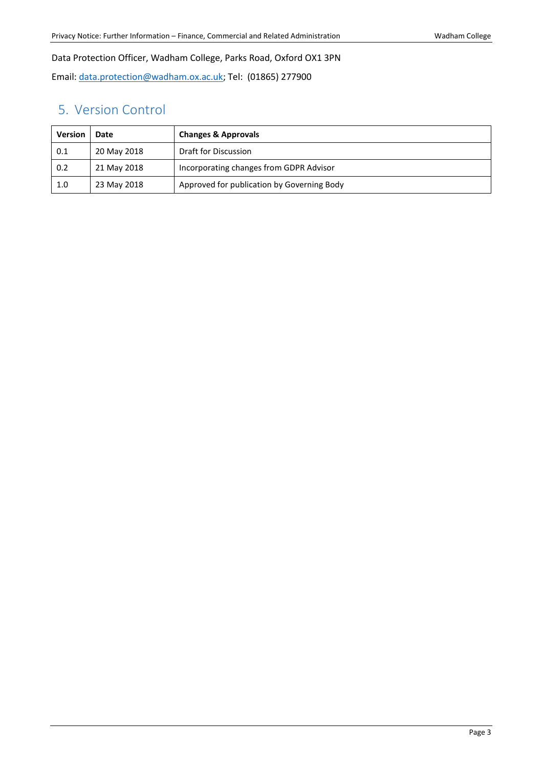Data Protection Officer, Wadham College, Parks Road, Oxford OX1 3PN

Email: data.protection@wadham.ox.ac.uk; Tel:  (01865) 277900

## 5. Version Control

| Version | Date | Changes & Approvals |
|---|---|---|
| 0.1 | 20 May 2018 | Draft for Discussion |
| 0.2 | 21 May 2018 | Incorporating changes from GDPR Advisor |
| 1.0 | 23 May 2018 | Approved for publication by Governing Body |